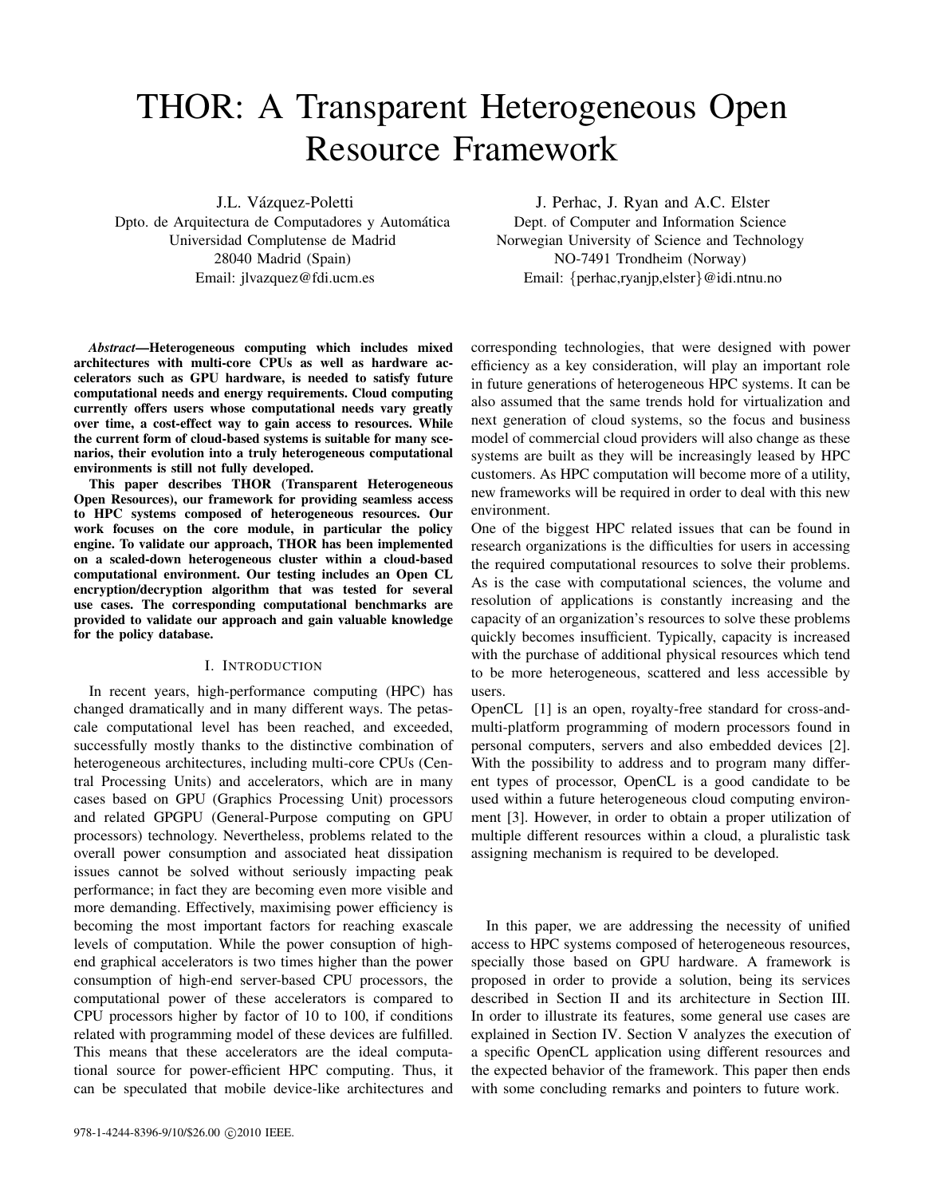# THOR: A Transparent Heterogeneous Open Resource Framework

J.L. Vázquez-Poletti
Dpto. de Arquitectura de Computadores y Automática
Universidad Complutense de Madrid
28040 Madrid (Spain)
Email: jlvazquez@fdi.ucm.es

J. Perhac, J. Ryan and A.C. Elster
Dept. of Computer and Information Science
Norwegian University of Science and Technology
NO-7491 Trondheim (Norway)
Email: {perhac,ryanjp,elster}@idi.ntnu.no

***Abstract*—Heterogeneous computing which includes mixed architectures with multi-core CPUs as well as hardware accelerators such as GPU hardware, is needed to satisfy future computational needs and energy requirements. Cloud computing currently offers users whose computational needs vary greatly over time, a cost-effect way to gain access to resources. While the current form of cloud-based systems is suitable for many scenarios, their evolution into a truly heterogeneous computational environments is still not fully developed.**

**This paper describes THOR (Transparent Heterogeneous Open Resources), our framework for providing seamless access to HPC systems composed of heterogeneous resources. Our work focuses on the core module, in particular the policy engine. To validate our approach, THOR has been implemented on a scaled-down heterogeneous cluster within a cloud-based computational environment. Our testing includes an Open CL encryption/decryption algorithm that was tested for several use cases. The corresponding computational benchmarks are provided to validate our approach and gain valuable knowledge for the policy database.**

## I. Introduction

In recent years, high-performance computing (HPC) has changed dramatically and in many different ways. The petascale computational level has been reached, and exceeded, successfully mostly thanks to the distinctive combination of heterogeneous architectures, including multi-core CPUs (Central Processing Units) and accelerators, which are in many cases based on GPU (Graphics Processing Unit) processors and related GPGPU (General-Purpose computing on GPU processors) technology. Nevertheless, problems related to the overall power consumption and associated heat dissipation issues cannot be solved without seriously impacting peak performance; in fact they are becoming even more visible and more demanding. Effectively, maximising power efficiency is becoming the most important factors for reaching exascale levels of computation. While the power consuption of high-end graphical accelerators is two times higher than the power consumption of high-end server-based CPU processors, the computational power of these accelerators is compared to CPU processors higher by factor of 10 to 100, if conditions related with programming model of these devices are fulfilled. This means that these accelerators are the ideal computational source for power-efficient HPC computing. Thus, it can be speculated that mobile device-like architectures and corresponding technologies, that were designed with power efficiency as a key consideration, will play an important role in future generations of heterogeneous HPC systems. It can be also assumed that the same trends hold for virtualization and next generation of cloud systems, so the focus and business model of commercial cloud providers will also change as these systems are built as they will be increasingly leased by HPC customers. As HPC computation will become more of a utility, new frameworks will be required in order to deal with this new environment.

One of the biggest HPC related issues that can be found in research organizations is the difficulties for users in accessing the required computational resources to solve their problems. As is the case with computational sciences, the volume and resolution of applications is constantly increasing and the capacity of an organization's resources to solve these problems quickly becomes insufficient. Typically, capacity is increased with the purchase of additional physical resources which tend to be more heterogeneous, scattered and less accessible by users.

OpenCL [1] is an open, royalty-free standard for cross-and-multi-platform programming of modern processors found in personal computers, servers and also embedded devices [2]. With the possibility to address and to program many different types of processor, OpenCL is a good candidate to be used within a future heterogeneous cloud computing environment [3]. However, in order to obtain a proper utilization of multiple different resources within a cloud, a pluralistic task assigning mechanism is required to be developed.

In this paper, we are addressing the necessity of unified access to HPC systems composed of heterogeneous resources, specially those based on GPU hardware. A framework is proposed in order to provide a solution, being its services described in Section II and its architecture in Section III. In order to illustrate its features, some general use cases are explained in Section IV. Section V analyzes the execution of a specific OpenCL application using different resources and the expected behavior of the framework. This paper then ends with some concluding remarks and pointers to future work.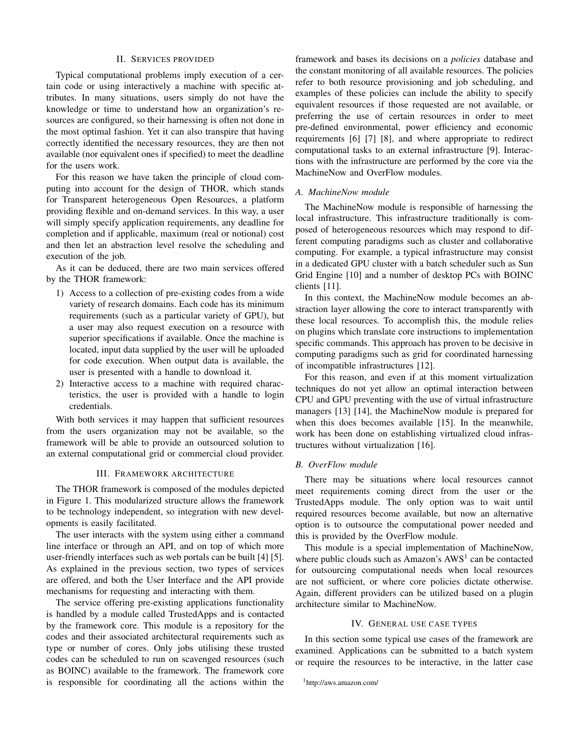## II. Services provided

Typical computational problems imply execution of a certain code or using interactively a machine with specific attributes. In many situations, users simply do not have the knowledge or time to understand how an organization's resources are configured, so their harnessing is often not done in the most optimal fashion. Yet it can also transpire that having correctly identified the necessary resources, they are then not available (nor equivalent ones if specified) to meet the deadline for the users work.

For this reason we have taken the principle of cloud computing into account for the design of THOR, which stands for Transparent heterogeneous Open Resources, a platform providing flexible and on-demand services. In this way, a user will simply specify application requirements, any deadline for completion and if applicable, maximum (real or notional) cost and then let an abstraction level resolve the scheduling and execution of the job.

As it can be deduced, there are two main services offered by the THOR framework:

1) Access to a collection of pre-existing codes from a wide variety of research domains. Each code has its minimum requirements (such as a particular variety of GPU), but a user may also request execution on a resource with superior specifications if available. Once the machine is located, input data supplied by the user will be uploaded for code execution. When output data is available, the user is presented with a handle to download it.
2) Interactive access to a machine with required characteristics, the user is provided with a handle to login credentials.

With both services it may happen that sufficient resources from the users organization may not be available, so the framework will be able to provide an outsourced solution to an external computational grid or commercial cloud provider.

## III. Framework architecture

The THOR framework is composed of the modules depicted in Figure 1. This modularized structure allows the framework to be technology independent, so integration with new developments is easily facilitated.

The user interacts with the system using either a command line interface or through an API, and on top of which more user-friendly interfaces such as web portals can be built [4] [5]. As explained in the previous section, two types of services are offered, and both the User Interface and the API provide mechanisms for requesting and interacting with them.

The service offering pre-existing applications functionality is handled by a module called TrustedApps and is contacted by the framework core. This module is a repository for the codes and their associated architectural requirements such as type or number of cores. Only jobs utilising these trusted codes can be scheduled to run on scavenged resources (such as BOINC) available to the framework. The framework core is responsible for coordinating all the actions within the framework and bases its decisions on a *policies* database and the constant monitoring of all available resources. The policies refer to both resource provisioning and job scheduling, and examples of these policies can include the ability to specify equivalent resources if those requested are not available, or preferring the use of certain resources in order to meet pre-defined environmental, power efficiency and economic requirements [6] [7] [8], and where appropriate to redirect computational tasks to an external infrastructure [9]. Interactions with the infrastructure are performed by the core via the MachineNow and OverFlow modules.

### A. MachineNow module

The MachineNow module is responsible of harnessing the local infrastructure. This infrastructure traditionally is composed of heterogeneous resources which may respond to different computing paradigms such as cluster and collaborative computing. For example, a typical infrastructure may consist in a dedicated GPU cluster with a batch scheduler such as Sun Grid Engine [10] and a number of desktop PCs with BOINC clients [11].

In this context, the MachineNow module becomes an abstraction layer allowing the core to interact transparently with these local resources. To accomplish this, the module relies on plugins which translate core instructions to implementation specific commands. This approach has proven to be decisive in computing paradigms such as grid for coordinated harnessing of incompatible infrastructures [12].

For this reason, and even if at this moment virtualization techniques do not yet allow an optimal interaction between CPU and GPU preventing with the use of virtual infrastructure managers [13] [14], the MachineNow module is prepared for when this does becomes available [15]. In the meanwhile, work has been done on establishing virtualized cloud infrastructures without virtualization [16].

### B. OverFlow module

There may be situations where local resources cannot meet requirements coming direct from the user or the TrustedApps module. The only option was to wait until required resources become available, but now an alternative option is to outsource the computational power needed and this is provided by the OverFlow module.

This module is a special implementation of MachineNow, where public clouds such as Amazon's AWS[1] can be contacted for outsourcing computational needs when local resources are not sufficient, or where core policies dictate otherwise. Again, different providers can be utilized based on a plugin architecture similar to MachineNow.

## IV. General use case types

In this section some typical use cases of the framework are examined. Applications can be submitted to a batch system or require the resources to be interactive, in the latter case

[1] http://aws.amazon.com/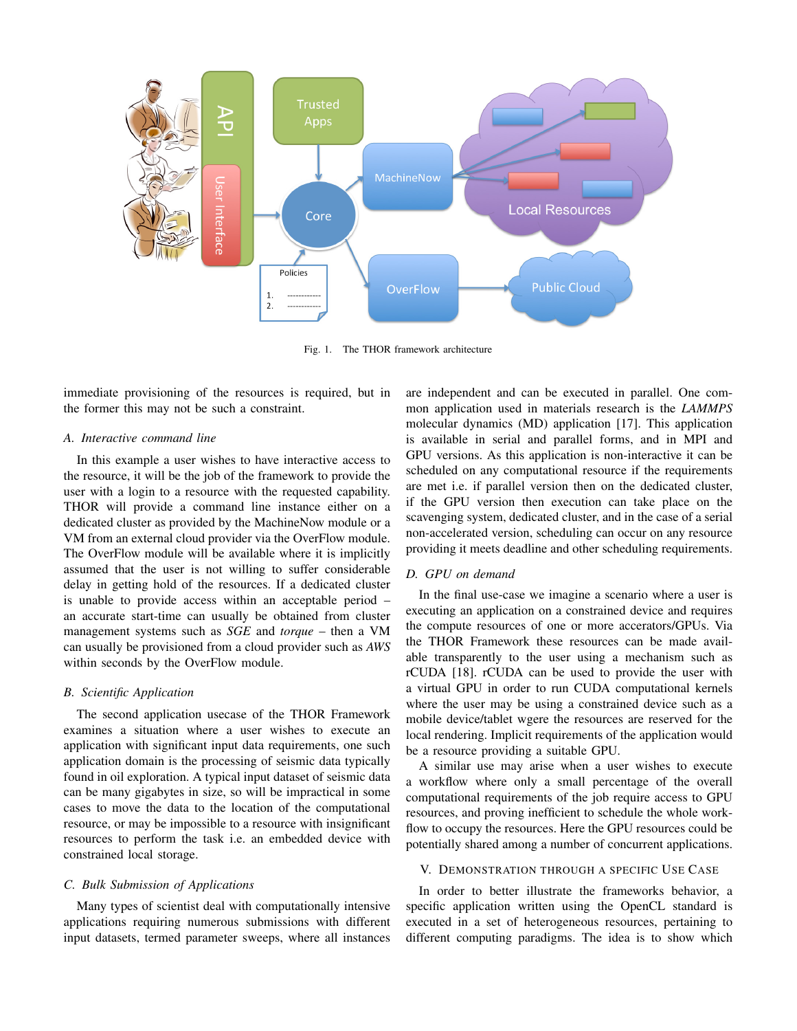API

User Interface

Trusted Apps

Core

Policies

1. -----------
2. -----------

MachineNow

Local Resources

OverFlow

Public Cloud

Fig. 1. The THOR framework architecture

immediate provisioning of the resources is required, but in the former this may not be such a constraint.

### A. Interactive command line

In this example a user wishes to have interactive access to the resource, it will be the job of the framework to provide the user with a login to a resource with the requested capability. THOR will provide a command line instance either on a dedicated cluster as provided by the MachineNow module or a VM from an external cloud provider via the OverFlow module. The OverFlow module will be available where it is implicitly assumed that the user is not willing to suffer considerable delay in getting hold of the resources. If a dedicated cluster is unable to provide access within an acceptable period – an accurate start-time can usually be obtained from cluster management systems such as *SGE* and *torque* – then a VM can usually be provisioned from a cloud provider such as *AWS* within seconds by the OverFlow module.

### B. Scientific Application

The second application usecase of the THOR Framework examines a situation where a user wishes to execute an application with significant input data requirements, one such application domain is the processing of seismic data typically found in oil exploration. A typical input dataset of seismic data can be many gigabytes in size, so will be impractical in some cases to move the data to the location of the computational resource, or may be impossible to a resource with insignificant resources to perform the task i.e. an embedded device with constrained local storage.

### C. Bulk Submission of Applications

Many types of scientist deal with computationally intensive applications requiring numerous submissions with different input datasets, termed parameter sweeps, where all instances are independent and can be executed in parallel. One common application used in materials research is the *LAMMPS* molecular dynamics (MD) application [17]. This application is available in serial and parallel forms, and in MPI and GPU versions. As this application is non-interactive it can be scheduled on any computational resource if the requirements are met i.e. if parallel version then on the dedicated cluster, if the GPU version then execution can take place on the scavenging system, dedicated cluster, and in the case of a serial non-accelerated version, scheduling can occur on any resource providing it meets deadline and other scheduling requirements.

### D. GPU on demand

In the final use-case we imagine a scenario where a user is executing an application on a constrained device and requires the compute resources of one or more accerators/GPUs. Via the THOR Framework these resources can be made available transparently to the user using a mechanism such as rCUDA [18]. rCUDA can be used to provide the user with a virtual GPU in order to run CUDA computational kernels where the user may be using a constrained device such as a mobile device/tablet wgere the resources are reserved for the local rendering. Implicit requirements of the application would be a resource providing a suitable GPU.

A similar use may arise when a user wishes to execute a workflow where only a small percentage of the overall computational requirements of the job require access to GPU resources, and proving inefficient to schedule the whole workflow to occupy the resources. Here the GPU resources could be potentially shared among a number of concurrent applications.

## V. Demonstration through a specific Use Case

In order to better illustrate the frameworks behavior, a specific application written using the OpenCL standard is executed in a set of heterogeneous resources, pertaining to different computing paradigms. The idea is to show which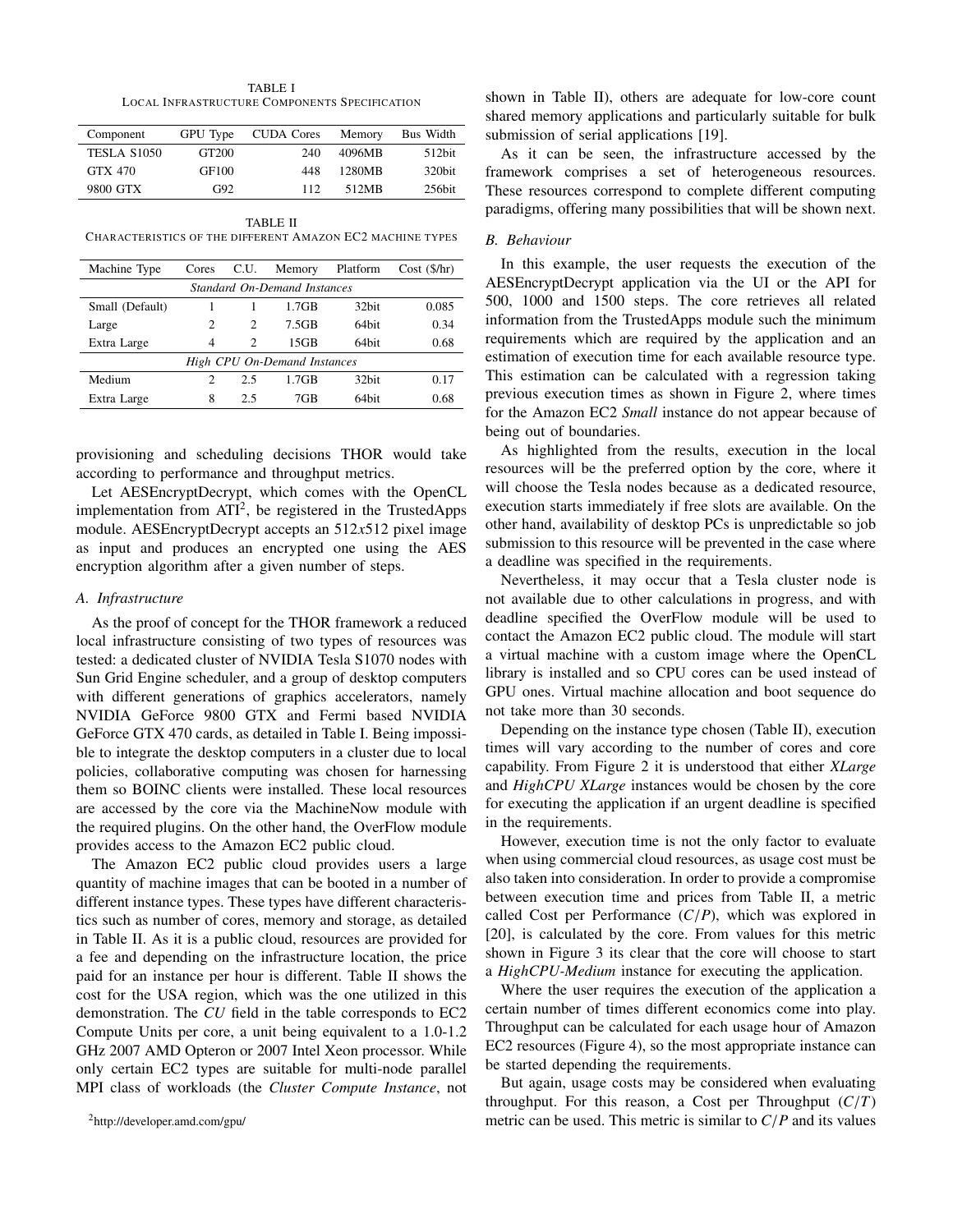TABLE I
LOCAL INFRASTRUCTURE COMPONENTS SPECIFICATION

| Component | GPU Type | CUDA Cores | Memory | Bus Width |
|---|---|---|---|---|
| TESLA S1050 | GT200 | 240 | 4096MB | 512bit |
| GTX 470 | GF100 | 448 | 1280MB | 320bit |
| 9800 GTX | G92 | 112 | 512MB | 256bit |

TABLE II
CHARACTERISTICS OF THE DIFFERENT AMAZON EC2 MACHINE TYPES

| Machine Type | Cores | C.U. | Memory | Platform | Cost ($/hr) |
|---|---|---|---|---|---|
| *Standard On-Demand Instances* | | | | | |
| Small (Default) | 1 | 1 | 1.7GB | 32bit | 0.085 |
| Large | 2 | 2 | 7.5GB | 64bit | 0.34 |
| Extra Large | 4 | 2 | 15GB | 64bit | 0.68 |
| *High CPU On-Demand Instances* | | | | | |
| Medium | 2 | 2.5 | 1.7GB | 32bit | 0.17 |
| Extra Large | 8 | 2.5 | 7GB | 64bit | 0.68 |

provisioning and scheduling decisions THOR would take according to performance and throughput metrics.

Let AESEncryptDecrypt, which comes with the OpenCL implementation from ATI[2], be registered in the TrustedApps module. AESEncryptDecrypt accepts an $512x512$ pixel image as input and produces an encrypted one using the AES encryption algorithm after a given number of steps.

### A. Infrastructure

As the proof of concept for the THOR framework a reduced local infrastructure consisting of two types of resources was tested: a dedicated cluster of NVIDIA Tesla S1070 nodes with Sun Grid Engine scheduler, and a group of desktop computers with different generations of graphics accelerators, namely NVIDIA GeForce 9800 GTX and Fermi based NVIDIA GeForce GTX 470 cards, as detailed in Table I. Being impossible to integrate the desktop computers in a cluster due to local policies, collaborative computing was chosen for harnessing them so BOINC clients were installed. These local resources are accessed by the core via the MachineNow module with the required plugins. On the other hand, the OverFlow module provides access to the Amazon EC2 public cloud.

The Amazon EC2 public cloud provides users a large quantity of machine images that can be booted in a number of different instance types. These types have different characteristics such as number of cores, memory and storage, as detailed in Table II. As it is a public cloud, resources are provided for a fee and depending on the infrastructure location, the price paid for an instance per hour is different. Table II shows the cost for the USA region, which was the one utilized in this demonstration. The *CU* field in the table corresponds to EC2 Compute Units per core, a unit being equivalent to a 1.0-1.2 GHz 2007 AMD Opteron or 2007 Intel Xeon processor. While only certain EC2 types are suitable for multi-node parallel MPI class of workloads (the *Cluster Compute Instance*, not shown in Table II), others are adequate for low-core count shared memory applications and particularly suitable for bulk submission of serial applications [19].

As it can be seen, the infrastructure accessed by the framework comprises a set of heterogeneous resources. These resources correspond to complete different computing paradigms, offering many possibilities that will be shown next.

### B. Behaviour

In this example, the user requests the execution of the AESEncryptDecrypt application via the UI or the API for 500, 1000 and 1500 steps. The core retrieves all related information from the TrustedApps module such the minimum requirements which are required by the application and an estimation of execution time for each available resource type. This estimation can be calculated with a regression taking previous execution times as shown in Figure 2, where times for the Amazon EC2 *Small* instance do not appear because of being out of boundaries.

As highlighted from the results, execution in the local resources will be the preferred option by the core, where it will choose the Tesla nodes because as a dedicated resource, execution starts immediately if free slots are available. On the other hand, availability of desktop PCs is unpredictable so job submission to this resource will be prevented in the case where a deadline was specified in the requirements.

Nevertheless, it may occur that a Tesla cluster node is not available due to other calculations in progress, and with deadline specified the OverFlow module will be used to contact the Amazon EC2 public cloud. The module will start a virtual machine with a custom image where the OpenCL library is installed and so CPU cores can be used instead of GPU ones. Virtual machine allocation and boot sequence do not take more than 30 seconds.

Depending on the instance type chosen (Table II), execution times will vary according to the number of cores and core capability. From Figure 2 it is understood that either *XLarge* and *HighCPU XLarge* instances would be chosen by the core for executing the application if an urgent deadline is specified in the requirements.

However, execution time is not the only factor to evaluate when using commercial cloud resources, as usage cost must be also taken into consideration. In order to provide a compromise between execution time and prices from Table II, a metric called Cost per Performance ($C/P$), which was explored in [20], is calculated by the core. From values for this metric shown in Figure 3 its clear that the core will choose to start a *HighCPU-Medium* instance for executing the application.

Where the user requires the execution of the application a certain number of times different economics come into play. Throughput can be calculated for each usage hour of Amazon EC2 resources (Figure 4), so the most appropriate instance can be started depending the requirements.

But again, usage costs may be considered when evaluating throughput. For this reason, a Cost per Throughput ($C/T$) metric can be used. This metric is similar to $C/P$ and its values

[2] http://developer.amd.com/gpu/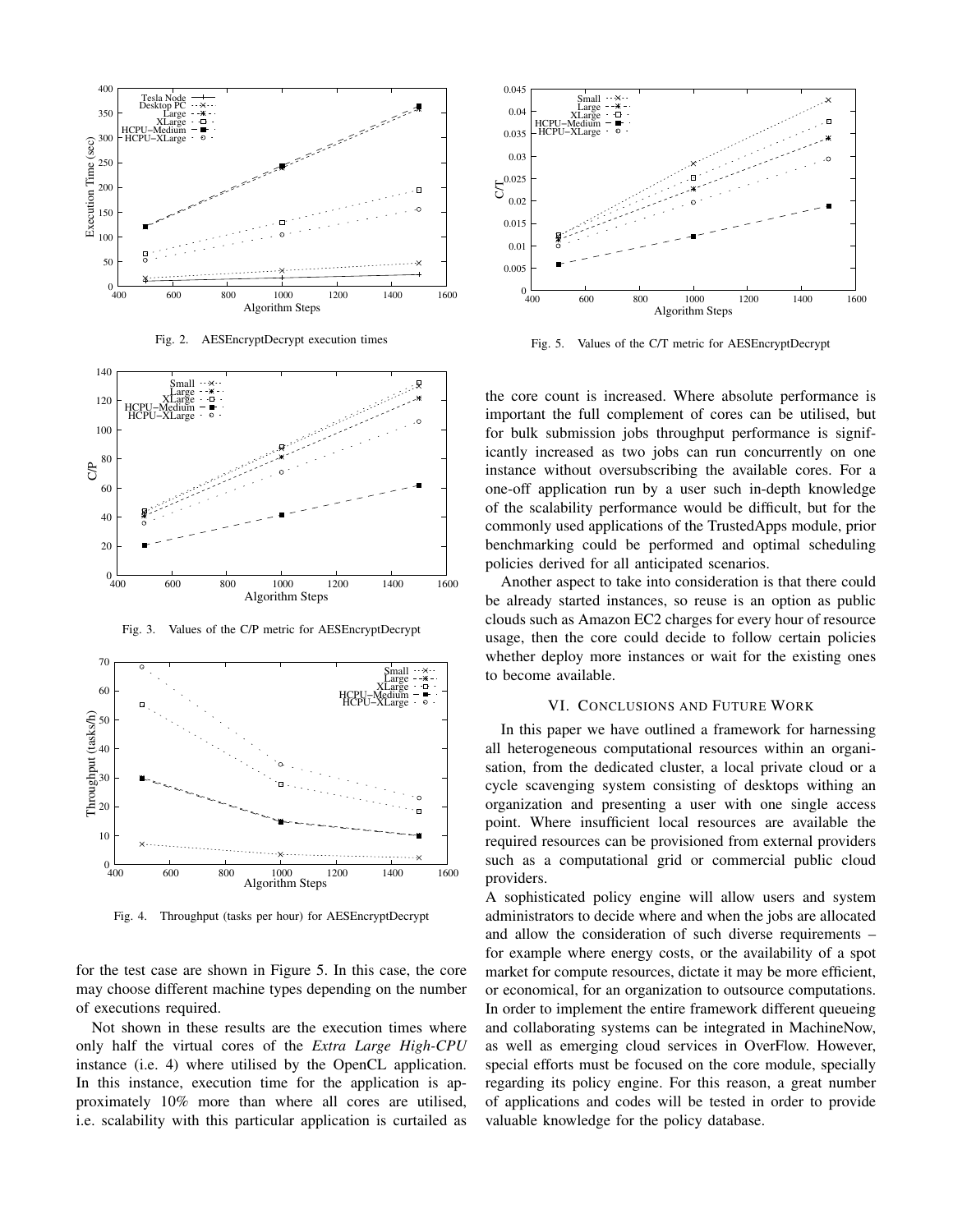Fig. 2. AESEncryptDecrypt execution times

Fig. 3. Values of the C/P metric for AESEncryptDecrypt

Fig. 4. Throughput (tasks per hour) for AESEncryptDecrypt

for the test case are shown in Figure 5. In this case, the core may choose different machine types depending on the number of executions required.

Not shown in these results are the execution times where only half the virtual cores of the *Extra Large High-CPU* instance (i.e. 4) where utilised by the OpenCL application. In this instance, execution time for the application is approximately 10% more than where all cores are utilised, i.e. scalability with this particular application is curtailed as the core count is increased. Where absolute performance is important the full complement of cores can be utilised, but for bulk submission jobs throughput performance is significantly increased as two jobs can run concurrently on one instance without oversubscribing the available cores. For a one-off application run by a user such in-depth knowledge of the scalability performance would be difficult, but for the commonly used applications of the TrustedApps module, prior benchmarking could be performed and optimal scheduling policies derived for all anticipated scenarios.

Fig. 5. Values of the C/T metric for AESEncryptDecrypt

Another aspect to take into consideration is that there could be already started instances, so reuse is an option as public clouds such as Amazon EC2 charges for every hour of resource usage, then the core could decide to follow certain policies whether deploy more instances or wait for the existing ones to become available.

## VI. Conclusions and Future Work

In this paper we have outlined a framework for harnessing all heterogeneous computational resources within an organisation, from the dedicated cluster, a local private cloud or a cycle scavenging system consisting of desktops withing an organization and presenting a user with one single access point. Where insufficient local resources are available the required resources can be provisioned from external providers such as a computational grid or commercial public cloud providers.

A sophisticated policy engine will allow users and system administrators to decide where and when the jobs are allocated and allow the consideration of such diverse requirements – for example where energy costs, or the availability of a spot market for compute resources, dictate it may be more efficient, or economical, for an organization to outsource computations. In order to implement the entire framework different queueing and collaborating systems can be integrated in MachineNow, as well as emerging cloud services in OverFlow. However, special efforts must be focused on the core module, specially regarding its policy engine. For this reason, a great number of applications and codes will be tested in order to provide valuable knowledge for the policy database.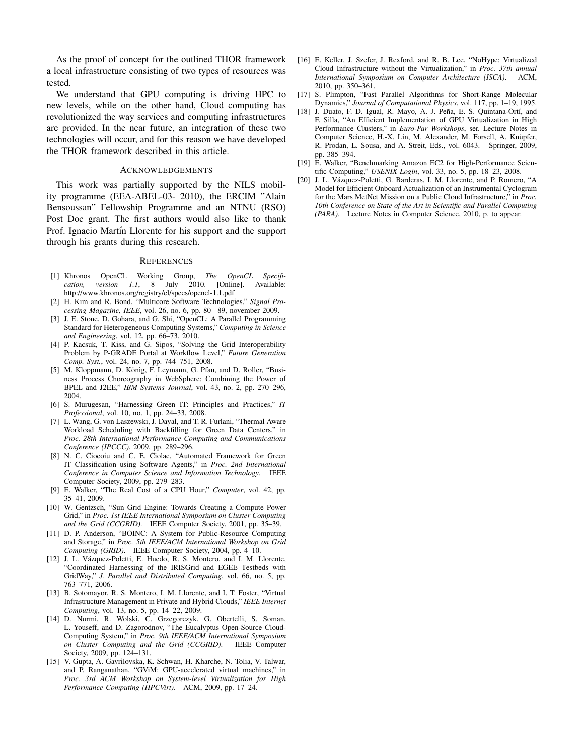As the proof of concept for the outlined THOR framework a local infrastructure consisting of two types of resources was tested.

We understand that GPU computing is driving HPC to new levels, while on the other hand, Cloud computing has revolutionized the way services and computing infrastructures are provided. In the near future, an integration of these two technologies will occur, and for this reason we have developed the THOR framework described in this article.

## Acknowledgements

This work was partially supported by the NILS mobility programme (EEA-ABEL-03- 2010), the ERCIM "Alain Bensoussan" Fellowship Programme and an NTNU (RSO) Post Doc grant. The first authors would also like to thank Prof. Ignacio Martín Llorente for his support and the support through his grants during this research.

## References

[1] Khronos OpenCL Working Group, *The OpenCL Specification, version 1.1*, 8 July 2010. [Online]. Available: http://www.khronos.org/registry/cl/specs/opencl-1.1.pdf

[2] H. Kim and R. Bond, "Multicore Software Technologies," *Signal Processing Magazine, IEEE*, vol. 26, no. 6, pp. 80 –89, november 2009.

[3] J. E. Stone, D. Gohara, and G. Shi, "OpenCL: A Parallel Programming Standard for Heterogeneous Computing Systems," *Computing in Science and Engineering*, vol. 12, pp. 66–73, 2010.

[4] P. Kacsuk, T. Kiss, and G. Sipos, "Solving the Grid Interoperability Problem by P-GRADE Portal at Workflow Level," *Future Generation Comp. Syst.*, vol. 24, no. 7, pp. 744–751, 2008.

[5] M. Kloppmann, D. König, F. Leymann, G. Pfau, and D. Roller, "Business Process Choreography in WebSphere: Combining the Power of BPEL and J2EE," *IBM Systems Journal*, vol. 43, no. 2, pp. 270–296, 2004.

[6] S. Murugesan, "Harnessing Green IT: Principles and Practices," *IT Professional*, vol. 10, no. 1, pp. 24–33, 2008.

[7] L. Wang, G. von Laszewski, J. Dayal, and T. R. Furlani, "Thermal Aware Workload Scheduling with Backfilling for Green Data Centers," in *Proc. 28th International Performance Computing and Communications Conference (IPCCC)*, 2009, pp. 289–296.

[8] N. C. Ciocoiu and C. E. Ciolac, "Automated Framework for Green IT Classification using Software Agents," in *Proc. 2nd International Conference in Computer Science and Information Technology*. IEEE Computer Society, 2009, pp. 279–283.

[9] E. Walker, "The Real Cost of a CPU Hour," *Computer*, vol. 42, pp. 35–41, 2009.

[10] W. Gentzsch, "Sun Grid Engine: Towards Creating a Compute Power Grid," in *Proc. 1st IEEE International Symposium on Cluster Computing and the Grid (CCGRID)*. IEEE Computer Society, 2001, pp. 35–39.

[11] D. P. Anderson, "BOINC: A System for Public-Resource Computing and Storage," in *Proc. 5th IEEE/ACM International Workshop on Grid Computing (GRID)*. IEEE Computer Society, 2004, pp. 4–10.

[12] J. L. Vázquez-Poletti, E. Huedo, R. S. Montero, and I. M. Llorente, "Coordinated Harnessing of the IRISGrid and EGEE Testbeds with GridWay," *J. Parallel and Distributed Computing*, vol. 66, no. 5, pp. 763–771, 2006.

[13] B. Sotomayor, R. S. Montero, I. M. Llorente, and I. T. Foster, "Virtual Infrastructure Management in Private and Hybrid Clouds," *IEEE Internet Computing*, vol. 13, no. 5, pp. 14–22, 2009.

[14] D. Nurmi, R. Wolski, C. Grzegorczyk, G. Obertelli, S. Soman, L. Youseff, and D. Zagorodnov, "The Eucalyptus Open-Source Cloud-Computing System," in *Proc. 9th IEEE/ACM International Symposium on Cluster Computing and the Grid (CCGRID)*. IEEE Computer Society, 2009, pp. 124–131.

[15] V. Gupta, A. Gavrilovska, K. Schwan, H. Kharche, N. Tolia, V. Talwar, and P. Ranganathan, "GViM: GPU-accelerated virtual machines," in *Proc. 3rd ACM Workshop on System-level Virtualization for High Performance Computing (HPCVirt)*. ACM, 2009, pp. 17–24.

[16] E. Keller, J. Szefer, J. Rexford, and R. B. Lee, "NoHype: Virtualized Cloud Infrastructure without the Virtualization," in *Proc. 37th annual International Symposium on Computer Architecture (ISCA)*. ACM, 2010, pp. 350–361.

[17] S. Plimpton, "Fast Parallel Algorithms for Short-Range Molecular Dynamics," *Journal of Computational Physics*, vol. 117, pp. 1–19, 1995.

[18] J. Duato, F. D. Igual, R. Mayo, A. J. Peña, E. S. Quintana-Ortí, and F. Silla, "An Efficient Implementation of GPU Virtualization in High Performance Clusters," in *Euro-Par Workshops*, ser. Lecture Notes in Computer Science, H.-X. Lin, M. Alexander, M. Forsell, A. Knüpfer, R. Prodan, L. Sousa, and A. Streit, Eds., vol. 6043. Springer, 2009, pp. 385–394.

[19] E. Walker, "Benchmarking Amazon EC2 for High-Performance Scientific Computing," *USENIX Login*, vol. 33, no. 5, pp. 18–23, 2008.

[20] J. L. Vázquez-Poletti, G. Barderas, I. M. Llorente, and P. Romero, "A Model for Efficient Onboard Actualization of an Instrumental Cyclogram for the Mars MetNet Mission on a Public Cloud Infrastructure," in *Proc. 10th Conference on State of the Art in Scientific and Parallel Computing (PARA)*. Lecture Notes in Computer Science, 2010, p. to appear.